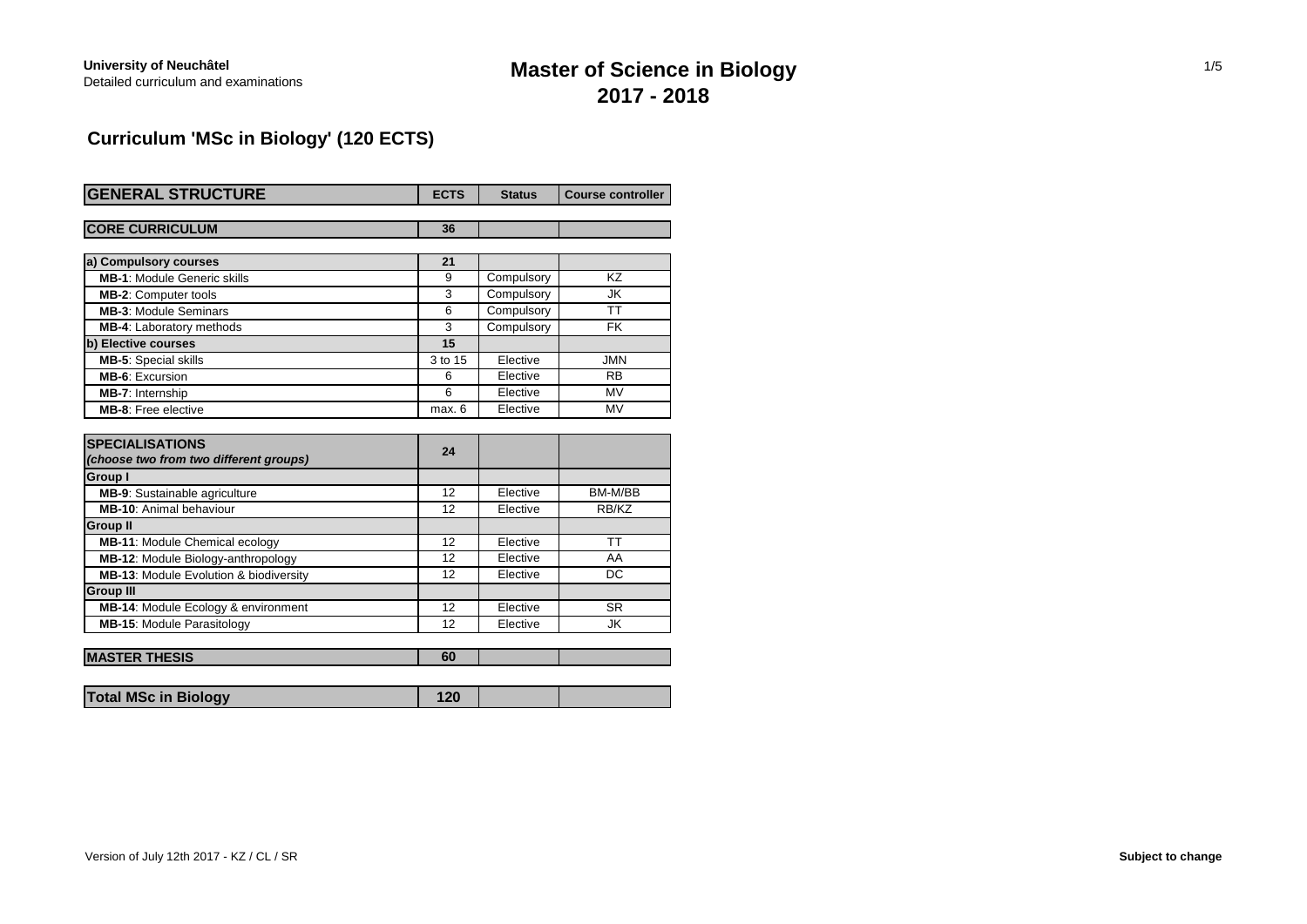**University of Neuchâtel**
Detailed curriculum and examinations

# Master of Science in Biology
# 2017 - 2018

## Curriculum 'MSc in Biology' (120 ECTS)

| GENERAL STRUCTURE | ECTS | Status | Course controller |
|---|---|---|---|
| **CORE CURRICULUM** | **36** | | |
| **a) Compulsory courses** | **21** | | |
| **MB-1**: Module Generic skills | 9 | Compulsory | KZ |
| **MB-2**: Computer tools | 3 | Compulsory | JK |
| **MB-3**: Module Seminars | 6 | Compulsory | TT |
| **MB-4**: Laboratory methods | 3 | Compulsory | FK |
| **b) Elective courses** | **15** | | |
| **MB-5**: Special skills | 3 to 15 | Elective | JMN |
| **MB-6**: Excursion | 6 | Elective | RB |
| **MB-7**: Internship | 6 | Elective | MV |
| **MB-8**: Free elective | max. 6 | Elective | MV |
| **SPECIALISATIONS** *(choose two from two different groups)* | **24** | | |
| **Group I** | | | |
| **MB-9**: Sustainable agriculture | 12 | Elective | BM-M/BB |
| **MB-10**: Animal behaviour | 12 | Elective | RB/KZ |
| **Group II** | | | |
| **MB-11**: Module Chemical ecology | 12 | Elective | TT |
| **MB-12**: Module Biology-anthropology | 12 | Elective | AA |
| **MB-13**: Module Evolution & biodiversity | 12 | Elective | DC |
| **Group III** | | | |
| **MB-14**: Module Ecology & environment | 12 | Elective | SR |
| **MB-15**: Module Parasitology | 12 | Elective | JK |
| **MASTER THESIS** | **60** | | |
| **Total MSc in Biology** | **120** | | |

Version of July 12th 2017 - KZ / CL / SR

**Subject to change**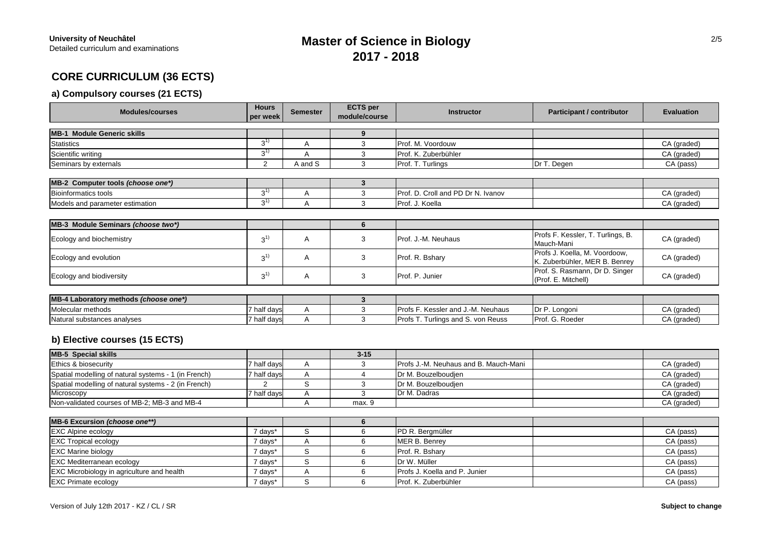University of Neuchâtel
Detailed curriculum and examinations

# Master of Science in Biology
# 2017 - 2018

## CORE CURRICULUM (36 ECTS)

### a) Compulsory courses (21 ECTS)

| Modules/courses | Hours per week | Semester | ECTS per module/course | Instructor | Participant / contributor | Evaluation |
|---|---|---|---|---|---|---|
| **MB-1 Module Generic skills** | | | **9** | | | |
| Statistics | 3[1)] | A | 3 | Prof. M. Voordouw | | CA (graded) |
| Scientific writing | 3[1)] | A | 3 | Prof. K. Zuberbühler | | CA (graded) |
| Seminars by externals | 2 | A and S | 3 | Prof. T. Turlings | Dr T. Degen | CA (pass) |
| **MB-2 Computer tools *(choose one*)*** | | | **3** | | | |
| Bioinformatics tools | 3[1)] | A | 3 | Prof. D. Croll and PD Dr N. Ivanov | | CA (graded) |
| Models and parameter estimation | 3[1)] | A | 3 | Prof. J. Koella | | CA (graded) |
| **MB-3 Module Seminars *(choose two*)*** | | | **6** | | | |
| Ecology and biochemistry | 3[1)] | A | 3 | Prof. J.-M. Neuhaus | Profs F. Kessler, T. Turlings, B. Mauch-Mani | CA (graded) |
| Ecology and evolution | 3[1)] | A | 3 | Prof. R. Bshary | Profs J. Koella, M. Voordoow, K. Zuberbühler, MER B. Benrey | CA (graded) |
| Ecology and biodiversity | 3[1)] | A | 3 | Prof. P. Junier | Prof. S. Rasmann, Dr D. Singer (Prof. E. Mitchell) | CA (graded) |
| **MB-4 Laboratory methods *(choose one*)*** | | | **3** | | | |
| Molecular methods | 7 half days | A | 3 | Profs F. Kessler and J.-M. Neuhaus | Dr P. Longoni | CA (graded) |
| Natural substances analyses | 7 half days | A | 3 | Profs T. Turlings and S. von Reuss | Prof. G. Roeder | CA (graded) |

### b) Elective courses (15 ECTS)

| Modules/courses | Hours per week | Semester | ECTS per module/course | Instructor | Participant / contributor | Evaluation |
|---|---|---|---|---|---|---|
| **MB-5 Special skills** | | | **3-15** | | | |
| Ethics & biosecurity | 7 half days | A | 3 | Profs J.-M. Neuhaus and B. Mauch-Mani | | CA (graded) |
| Spatial modelling of natural systems - 1 (in French) | 7 half days | A | 4 | Dr M. Bouzelboudjen | | CA (graded) |
| Spatial modelling of natural systems - 2 (in French) | 2 | S | 3 | Dr M. Bouzelboudjen | | CA (graded) |
| Microscopy | 7 half days | A | 3 | Dr M. Dadras | | CA (graded) |
| Non-validated courses of MB-2; MB-3 and MB-4 | | A | max. 9 | | | CA (graded) |
| **MB-6 Excursion *(choose one**)*** | | | **6** | | | |
| EXC Alpine ecology | 7 days* | S | 6 | PD R. Bergmüller | | CA (pass) |
| EXC Tropical ecology | 7 days* | A | 6 | MER B. Benrey | | CA (pass) |
| EXC Marine biology | 7 days* | S | 6 | Prof. R. Bshary | | CA (pass) |
| EXC Mediterranean ecology | 7 days* | S | 6 | Dr W. Müller | | CA (pass) |
| EXC Microbiology in agriculture and health | 7 days* | A | 6 | Profs J. Koella and P. Junier | | CA (pass) |
| EXC Primate ecology | 7 days* | S | 6 | Prof. K. Zuberbühler | | CA (pass) |

Version of July 12th 2017 - KZ / CL / SR

**Subject to change**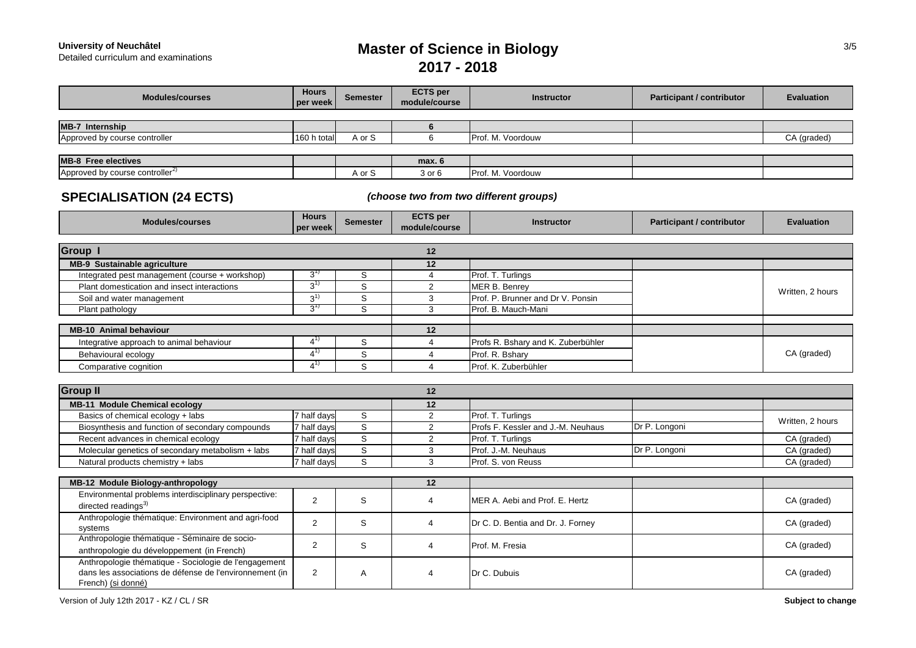**University of Neuchâtel**
Detailed curriculum and examinations

# Master of Science in Biology
# 2017 - 2018

| Modules/courses | Hours per week | Semester | ECTS per module/course | Instructor | Participant / contributor | Evaluation |
|---|---|---|---|---|---|---|
| **MB-7 Internship** | | | 6 | | | |
| Approved by course controller | 160 h total | A or S | 6 | Prof. M. Voordouw | | CA (graded) |
| **MB-8 Free electives** | | | max. 6 | | | |
| Approved by course controller[2)] | | A or S | 3 or 6 | Prof. M. Voordouw | | |

## SPECIALISATION (24 ECTS)

*(choose two from two different groups)*

| Modules/courses | Hours per week | Semester | ECTS per module/course | Instructor | Participant / contributor | Evaluation |
|---|---|---|---|---|---|---|
| **Group I** | | | 12 | | | |
| **MB-9 Sustainable agriculture** | | | 12 | | | |
| Integrated pest management (course + workshop) | 3[1)] | S | 4 | Prof. T. Turlings | | Written, 2 hours |
| Plant domestication and insect interactions | 3[1)] | S | 2 | MER B. Benrey | | |
| Soil and water management | 3[1)] | S | 3 | Prof. P. Brunner and Dr V. Ponsin | | |
| Plant pathology | 3[1)] | S | 3 | Prof. B. Mauch-Mani | | |
| **MB-10 Animal behaviour** | | | 12 | | | |
| Integrative approach to animal behaviour | 4[1)] | S | 4 | Profs R. Bshary and K. Zuberbühler | | CA (graded) |
| Behavioural ecology | 4[1)] | S | 4 | Prof. R. Bshary | | |
| Comparative cognition | 4[1)] | S | 4 | Prof. K. Zuberbühler | | |
| **Group II** | | | 12 | | | |
| **MB-11 Module Chemical ecology** | | | 12 | | | |
| Basics of chemical ecology + labs | 7 half days | S | 2 | Prof. T. Turlings | | Written, 2 hours |
| Biosynthesis and function of secondary compounds | 7 half days | S | 2 | Profs F. Kessler and J.-M. Neuhaus | Dr P. Longoni | |
| Recent advances in chemical ecology | 7 half days | S | 2 | Prof. T. Turlings | | CA (graded) |
| Molecular genetics of secondary metabolism + labs | 7 half days | S | 3 | Prof. J.-M. Neuhaus | Dr P. Longoni | CA (graded) |
| Natural products chemistry + labs | 7 half days | S | 3 | Prof. S. von Reuss | | CA (graded) |
| **MB-12 Module Biology-anthropology** | | | 12 | | | |
| Environmental problems interdisciplinary perspective: directed readings[3)] | 2 | S | 4 | MER A. Aebi and Prof. E. Hertz | | CA (graded) |
| Anthropologie thématique: Environment and agri-food systems | 2 | S | 4 | Dr C. D. Bentia and Dr. J. Forney | | CA (graded) |
| Anthropologie thématique - Séminaire de socio-anthropologie du développement (in French) | 2 | S | 4 | Prof. M. Fresia | | CA (graded) |
| Anthropologie thématique - Sociologie de l'engagement dans les associations de défense de l'environnement (in French) (si donné) | 2 | A | 4 | Dr C. Dubuis | | CA (graded) |

Version of July 12th 2017 - KZ / CL / SR

**Subject to change**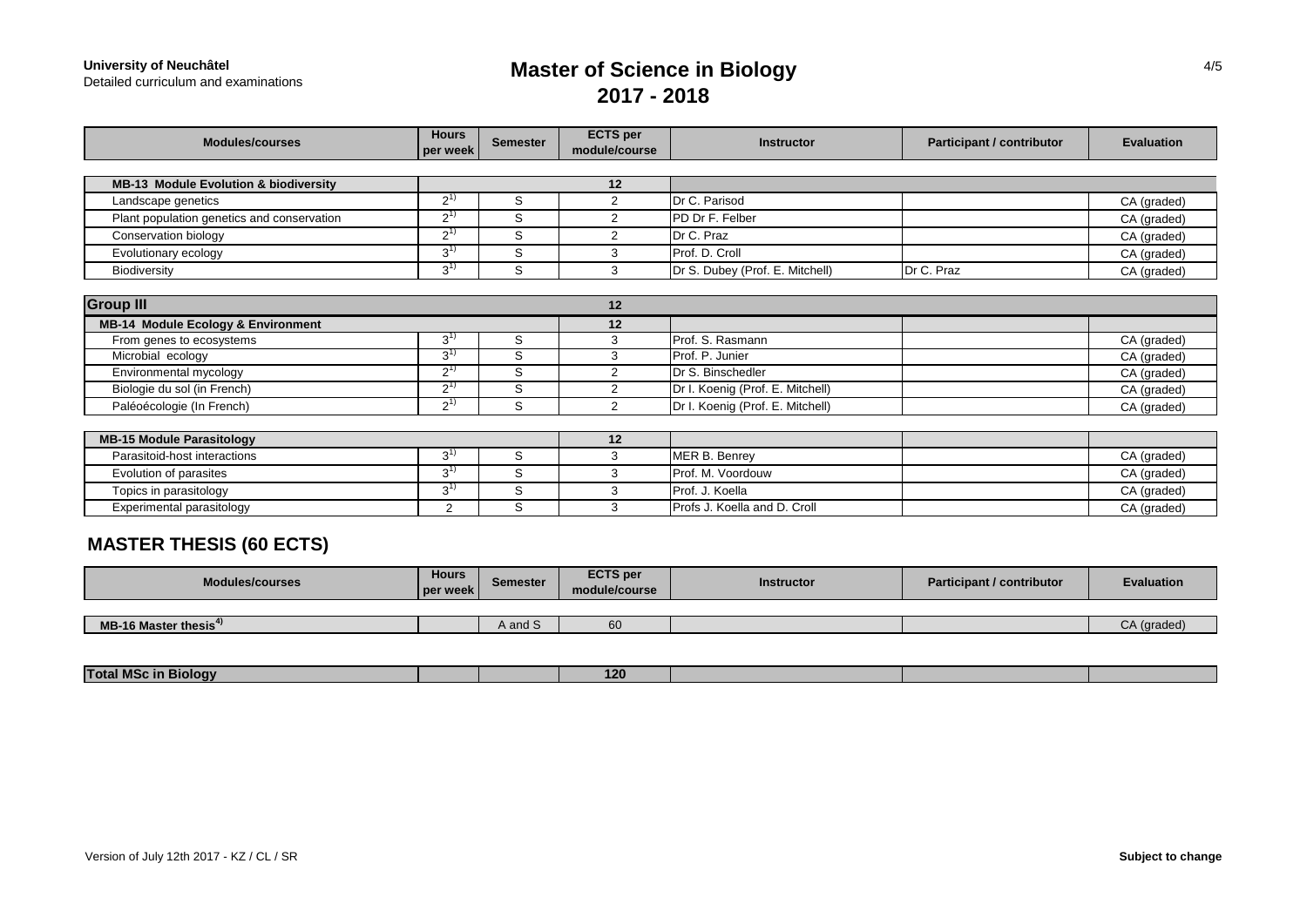**University of Neuchâtel**
Detailed curriculum and examinations

# Master of Science in Biology
# 2017 - 2018

| Modules/courses | Hours per week | Semester | ECTS per module/course | Instructor | Participant / contributor | Evaluation |
|---|---|---|---|---|---|---|
| **MB-13 Module Evolution & biodiversity** | | | **12** | | | |
| Landscape genetics | 2[1)] | S | 2 | Dr C. Parisod | | CA (graded) |
| Plant population genetics and conservation | 2[1)] | S | 2 | PD Dr F. Felber | | CA (graded) |
| Conservation biology | 2[1)] | S | 2 | Dr C. Praz | | CA (graded) |
| Evolutionary ecology | 3[1)] | S | 3 | Prof. D. Croll | | CA (graded) |
| Biodiversity | 3[1)] | S | 3 | Dr S. Dubey (Prof. E. Mitchell) | Dr C. Praz | CA (graded) |
| **Group III** | | | **12** | | | |
| **MB-14 Module Ecology & Environment** | | | **12** | | | |
| From genes to ecosystems | 3[1)] | S | 3 | Prof. S. Rasmann | | CA (graded) |
| Microbial ecology | 3[1)] | S | 3 | Prof. P. Junier | | CA (graded) |
| Environmental mycology | 2[1)] | S | 2 | Dr S. Binschedler | | CA (graded) |
| Biologie du sol (in French) | 2[1)] | S | 2 | Dr I. Koenig (Prof. E. Mitchell) | | CA (graded) |
| Paléoécologie (In French) | 2[1)] | S | 2 | Dr I. Koenig (Prof. E. Mitchell) | | CA (graded) |
| **MB-15 Module Parasitology** | | | **12** | | | |
| Parasitoid-host interactions | 3[1)] | S | 3 | MER B. Benrey | | CA (graded) |
| Evolution of parasites | 3[1)] | S | 3 | Prof. M. Voordouw | | CA (graded) |
| Topics in parasitology | 3[1)] | S | 3 | Prof. J. Koella | | CA (graded) |
| Experimental parasitology | 2 | S | 3 | Profs J. Koella and D. Croll | | CA (graded) |

## MASTER THESIS (60 ECTS)

| Modules/courses | Hours per week | Semester | ECTS per module/course | Instructor | Participant / contributor | Evaluation |
|---|---|---|---|---|---|---|
| **MB-16 Master thesis[4)]** | | A and S | 60 | | | CA (graded) |
| **Total MSc in Biology** | | | **120** | | | |

Version of July 12th 2017 - KZ / CL / SR

**Subject to change**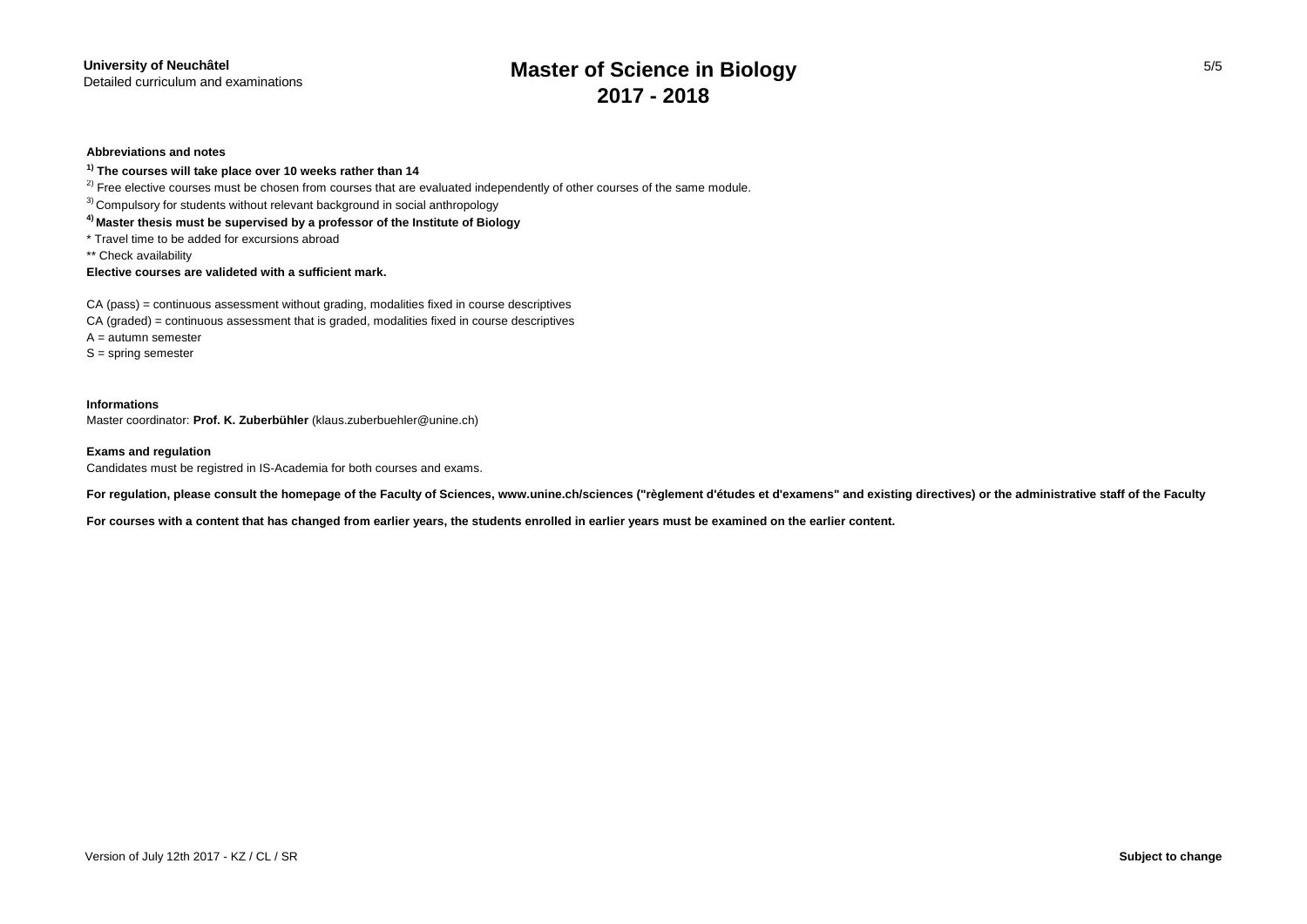**Abbreviations and notes**

**[1] The courses will take place over 10 weeks rather than 14**

[2] Free elective courses must be chosen from courses that are evaluated independently of other courses of the same module.

[3] Compulsory for students without relevant background in social anthropology

**[4] Master thesis must be supervised by a professor of the Institute of Biology**

* Travel time to be added for excursions abroad

** Check availability

**Elective courses are valideted with a sufficient mark.**

CA (pass) = continuous assessment without grading, modalities fixed in course descriptives

CA (graded) = continuous assessment that is graded, modalities fixed in course descriptives

A = autumn semester

S = spring semester

**Informations**

Master coordinator: **Prof. K. Zuberbühler** (klaus.zuberbuehler@unine.ch)

**Exams and regulation**

Candidates must be registred in IS-Academia for both courses and exams.

**For regulation, please consult the homepage of the Faculty of Sciences, www.unine.ch/sciences ("règlement d'études et d'examens" and existing directives) or the administrative staff of the Faculty**

**For courses with a content that has changed from earlier years, the students enrolled in earlier years must be examined on the earlier content.**

Version of July 12th 2017 - KZ / CL / SR

**Subject to change**